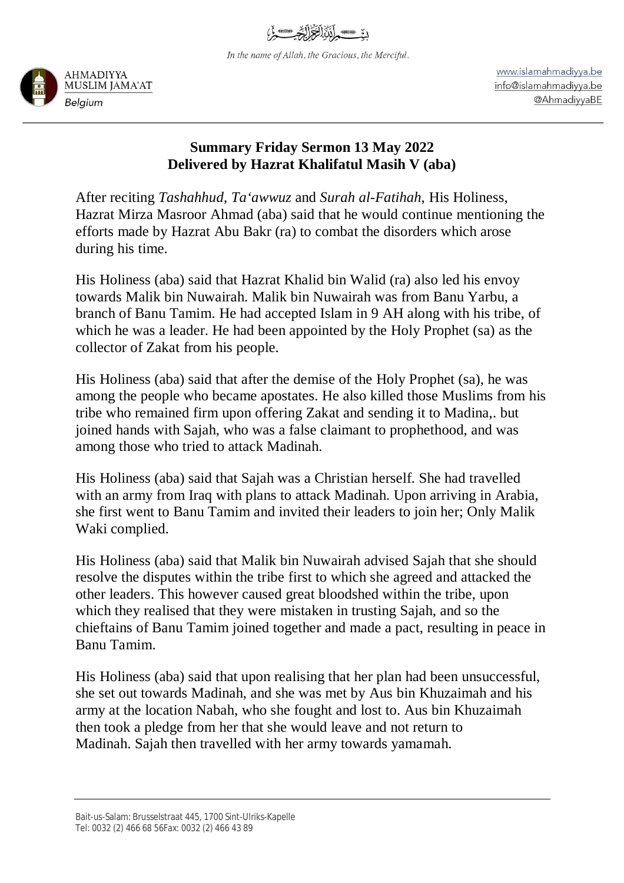بِسۡمِ اللّٰہِ الرَّحۡمٰنِ الرَّحِیۡمِ

*In the name of Allah, the Gracious, the Merciful.*

AHMADIYYA MUSLIM JAMA'AT
*Belgium*

www.islamahmadiyya.be
info@islamahmadiyya.be
@AhmadiyyaBE

## Summary Friday Sermon 13 May 2022
## Delivered by Hazrat Khalifatul Masih V (aba)

After reciting *Tashahhud*, *Ta'awwuz* and *Surah al-Fatihah*, His Holiness, Hazrat Mirza Masroor Ahmad (aba) said that he would continue mentioning the efforts made by Hazrat Abu Bakr (ra) to combat the disorders which arose during his time.

His Holiness (aba) said that Hazrat Khalid bin Walid (ra) also led his envoy towards Malik bin Nuwairah. Malik bin Nuwairah was from Banu Yarbu, a branch of Banu Tamim. He had accepted Islam in 9 AH along with his tribe, of which he was a leader. He had been appointed by the Holy Prophet (sa) as the collector of Zakat from his people.

His Holiness (aba) said that after the demise of the Holy Prophet (sa), he was among the people who became apostates. He also killed those Muslims from his tribe who remained firm upon offering Zakat and sending it to Madina,. but joined hands with Sajah, who was a false claimant to prophethood, and was among those who tried to attack Madinah.

His Holiness (aba) said that Sajah was a Christian herself. She had travelled with an army from Iraq with plans to attack Madinah. Upon arriving in Arabia, she first went to Banu Tamim and invited their leaders to join her; Only Malik Waki complied.

His Holiness (aba) said that Malik bin Nuwairah advised Sajah that she should resolve the disputes within the tribe first to which she agreed and attacked the other leaders. This however caused great bloodshed within the tribe, upon which they realised that they were mistaken in trusting Sajah, and so the chieftains of Banu Tamim joined together and made a pact, resulting in peace in Banu Tamim.

His Holiness (aba) said that upon realising that her plan had been unsuccessful, she set out towards Madinah, and she was met by Aus bin Khuzaimah and his army at the location Nabah, who she fought and lost to. Aus bin Khuzaimah then took a pledge from her that she would leave and not return to Madinah. Sajah then travelled with her army towards yamamah.

Bait-us-Salam: Brusselstraat 445, 1700 Sint-Ulriks-Kapelle
Tel: 0032 (2) 466 68 56Fax: 0032 (2) 466 43 89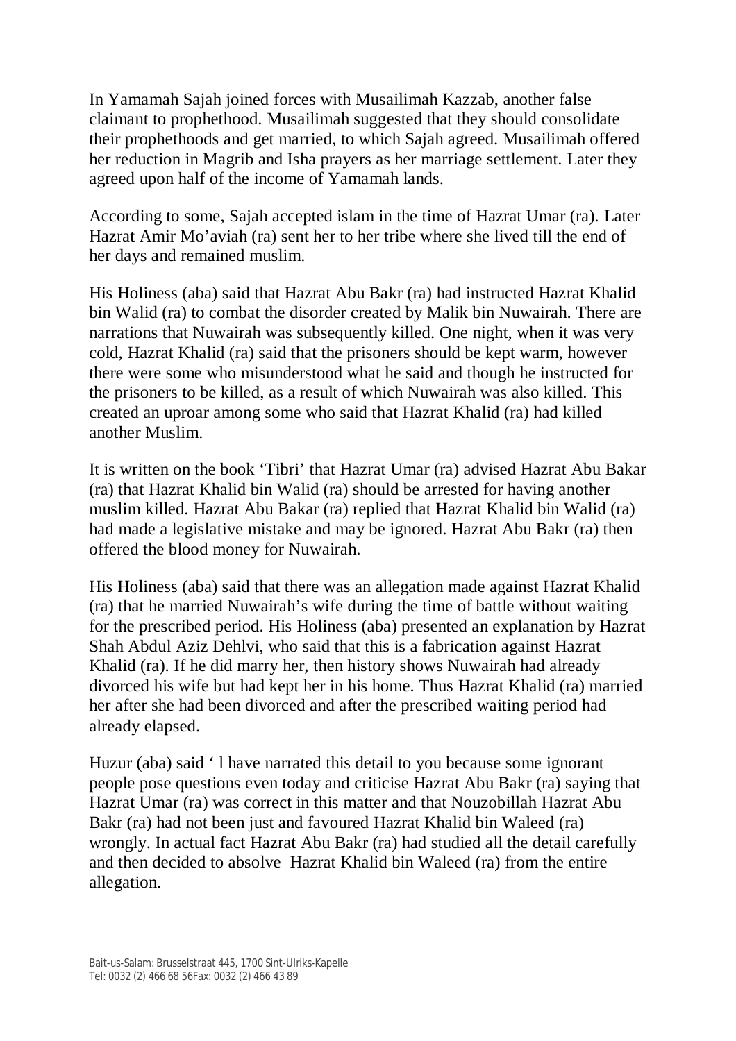In Yamamah Sajah joined forces with Musailimah Kazzab, another false claimant to prophethood. Musailimah suggested that they should consolidate their prophethoods and get married, to which Sajah agreed. Musailimah offered her reduction in Magrib and Isha prayers as her marriage settlement. Later they agreed upon half of the income of Yamamah lands.

According to some, Sajah accepted islam in the time of Hazrat Umar (ra). Later Hazrat Amir Mo'aviah (ra) sent her to her tribe where she lived till the end of her days and remained muslim.

His Holiness (aba) said that Hazrat Abu Bakr (ra) had instructed Hazrat Khalid bin Walid (ra) to combat the disorder created by Malik bin Nuwairah. There are narrations that Nuwairah was subsequently killed. One night, when it was very cold, Hazrat Khalid (ra) said that the prisoners should be kept warm, however there were some who misunderstood what he said and though he instructed for the prisoners to be killed, as a result of which Nuwairah was also killed. This created an uproar among some who said that Hazrat Khalid (ra) had killed another Muslim.

It is written on the book 'Tibri' that Hazrat Umar (ra) advised Hazrat Abu Bakar (ra) that Hazrat Khalid bin Walid (ra) should be arrested for having another muslim killed. Hazrat Abu Bakar (ra) replied that Hazrat Khalid bin Walid (ra) had made a legislative mistake and may be ignored. Hazrat Abu Bakr (ra) then offered the blood money for Nuwairah.

His Holiness (aba) said that there was an allegation made against Hazrat Khalid (ra) that he married Nuwairah's wife during the time of battle without waiting for the prescribed period. His Holiness (aba) presented an explanation by Hazrat Shah Abdul Aziz Dehlvi, who said that this is a fabrication against Hazrat Khalid (ra). If he did marry her, then history shows Nuwairah had already divorced his wife but had kept her in his home. Thus Hazrat Khalid (ra) married her after she had been divorced and after the prescribed waiting period had already elapsed.

Huzur (aba) said ' l have narrated this detail to you because some ignorant people pose questions even today and criticise Hazrat Abu Bakr (ra) saying that Hazrat Umar (ra) was correct in this matter and that Nouzobillah Hazrat Abu Bakr (ra) had not been just and favoured Hazrat Khalid bin Waleed (ra) wrongly. In actual fact Hazrat Abu Bakr (ra) had studied all the detail carefully and then decided to absolve Hazrat Khalid bin Waleed (ra) from the entire allegation.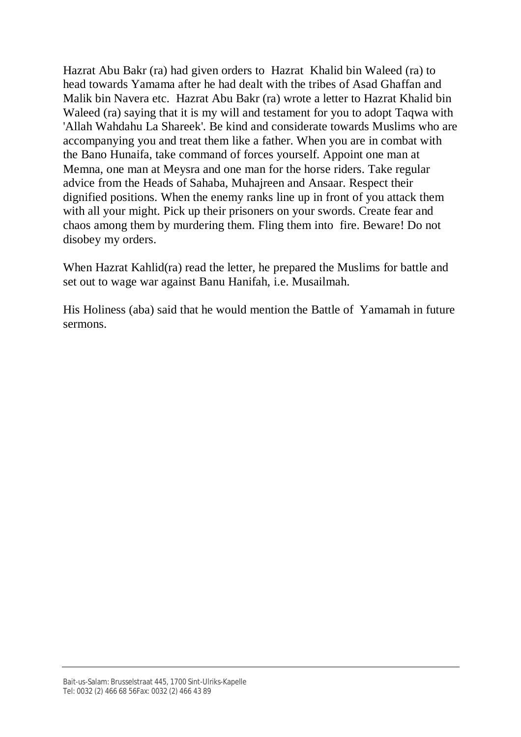Hazrat Abu Bakr (ra) had given orders to Hazrat Khalid bin Waleed (ra) to head towards Yamama after he had dealt with the tribes of Asad Ghaffan and Malik bin Navera etc. Hazrat Abu Bakr (ra) wrote a letter to Hazrat Khalid bin Waleed (ra) saying that it is my will and testament for you to adopt Taqwa with 'Allah Wahdahu La Shareek'. Be kind and considerate towards Muslims who are accompanying you and treat them like a father. When you are in combat with the Bano Hunaifa, take command of forces yourself. Appoint one man at Memna, one man at Meysra and one man for the horse riders. Take regular advice from the Heads of Sahaba, Muhajreen and Ansaar. Respect their dignified positions. When the enemy ranks line up in front of you attack them with all your might. Pick up their prisoners on your swords. Create fear and chaos among them by murdering them. Fling them into fire. Beware! Do not disobey my orders.

When Hazrat Kahlid(ra) read the letter, he prepared the Muslims for battle and set out to wage war against Banu Hanifah, i.e. Musailmah.

His Holiness (aba) said that he would mention the Battle of Yamamah in future sermons.